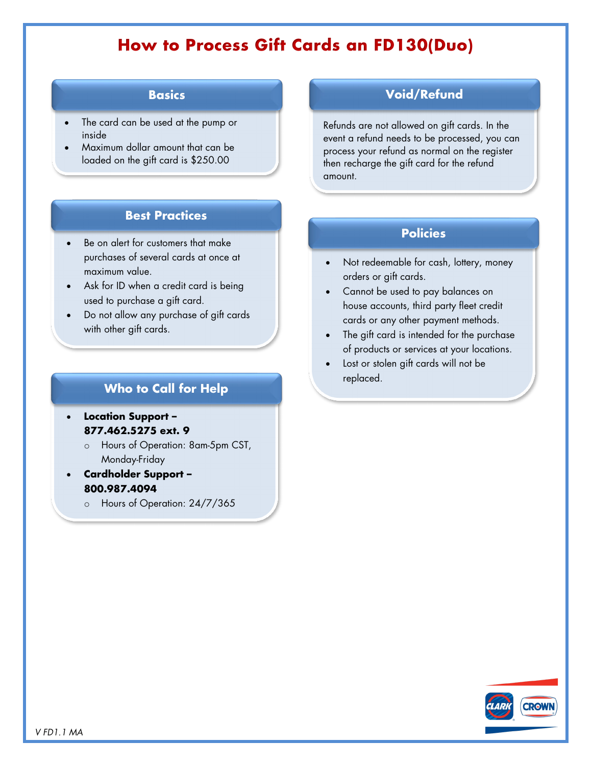# How to Process Gift Cards an FD130(Duo)

## Basics

- The card can be used at the pump or inside
- Maximum dollar amount that can be loaded on the gift card is $250.00

## Best Practices

- Be on alert for customers that make purchases of several cards at once at maximum value.
- Ask for ID when a credit card is being used to purchase a gift card.
- Do not allow any purchase of gift cards with other gift cards.

## Who to Call for Help

- **Location Support – 877.462.5275 ext. 9**
  - Hours of Operation: 8am-5pm CST, Monday-Friday
- **Cardholder Support – 800.987.4094**
  - Hours of Operation: 24/7/365

## Void/Refund

Refunds are not allowed on gift cards. In the event a refund needs to be processed, you can process your refund as normal on the register then recharge the gift card for the refund amount.

## Policies

- Not redeemable for cash, lottery, money orders or gift cards.
- Cannot be used to pay balances on house accounts, third party fleet credit cards or any other payment methods.
- The gift card is intended for the purchase of products or services at your locations.
- Lost or stolen gift cards will not be replaced.

*V FD1.1 MA*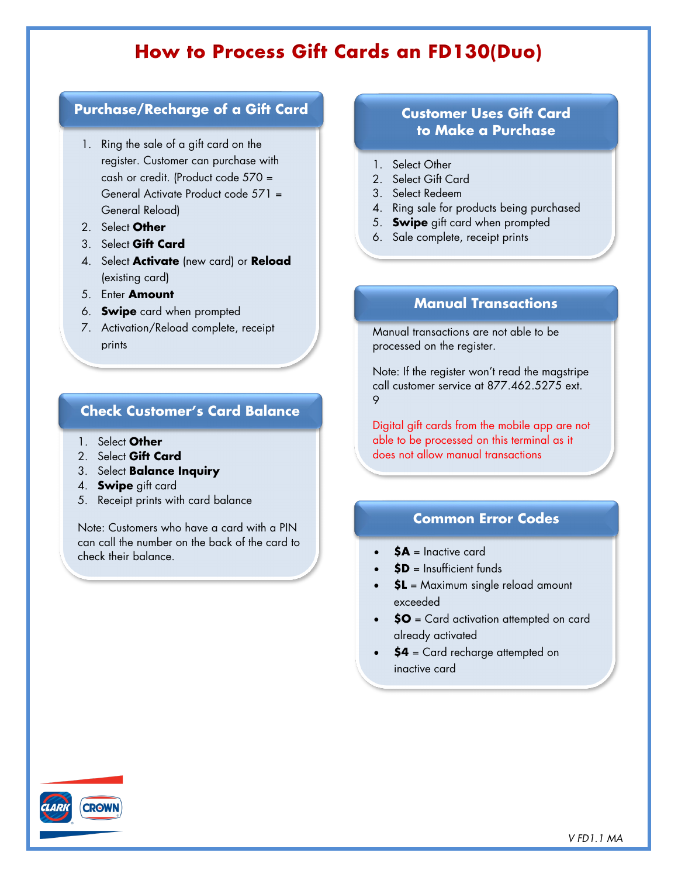# How to Process Gift Cards an FD130(Duo)

## Purchase/Recharge of a Gift Card

1. Ring the sale of a gift card on the register. Customer can purchase with cash or credit. (Product code 570 = General Activate Product code 571 = General Reload)
2. Select **Other**
3. Select **Gift Card**
4. Select **Activate** (new card) or **Reload** (existing card)
5. Enter **Amount**
6. **Swipe** card when prompted
7. Activation/Reload complete, receipt prints

## Check Customer's Card Balance

1. Select **Other**
2. Select **Gift Card**
3. Select **Balance Inquiry**
4. **Swipe** gift card
5. Receipt prints with card balance

Note: Customers who have a card with a PIN can call the number on the back of the card to check their balance.

## Customer Uses Gift Card to Make a Purchase

1. Select Other
2. Select Gift Card
3. Select Redeem
4. Ring sale for products being purchased
5. **Swipe** gift card when prompted
6. Sale complete, receipt prints

## Manual Transactions

Manual transactions are not able to be processed on the register.

Note: If the register won't read the magstripe call customer service at 877.462.5275 ext. 9

Digital gift cards from the mobile app are not able to be processed on this terminal as it does not allow manual transactions

## Common Error Codes

- **$A** = Inactive card
- **$D** = Insufficient funds
- **$L** = Maximum single reload amount exceeded
- **$O** = Card activation attempted on card already activated
- **$4** = Card recharge attempted on inactive card

CLARK CROWN

*V FD1.1 MA*